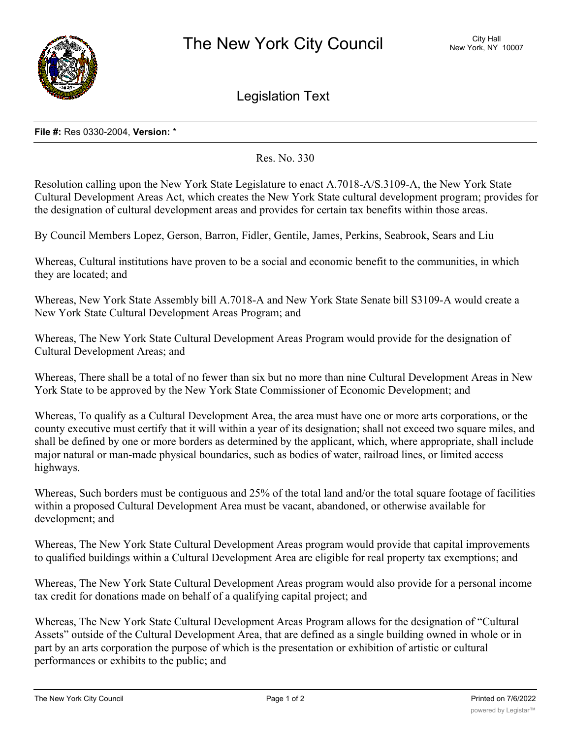# The New York City Council

City Hall
New York, NY 10007

## Legislation Text

**File #:** Res 0330-2004, **Version:** *

Res. No. 330

Resolution calling upon the New York State Legislature to enact A.7018-A/S.3109-A, the New York State Cultural Development Areas Act, which creates the New York State cultural development program; provides for the designation of cultural development areas and provides for certain tax benefits within those areas.

By Council Members Lopez, Gerson, Barron, Fidler, Gentile, James, Perkins, Seabrook, Sears and Liu

Whereas, Cultural institutions have proven to be a social and economic benefit to the communities, in which they are located; and

Whereas, New York State Assembly bill A.7018-A and New York State Senate bill S3109-A would create a New York State Cultural Development Areas Program; and

Whereas, The New York State Cultural Development Areas Program would provide for the designation of Cultural Development Areas; and

Whereas, There shall be a total of no fewer than six but no more than nine Cultural Development Areas in New York State to be approved by the New York State Commissioner of Economic Development; and

Whereas, To qualify as a Cultural Development Area, the area must have one or more arts corporations, or the county executive must certify that it will within a year of its designation; shall not exceed two square miles, and shall be defined by one or more borders as determined by the applicant, which, where appropriate, shall include major natural or man-made physical boundaries, such as bodies of water, railroad lines, or limited access highways.

Whereas, Such borders must be contiguous and 25% of the total land and/or the total square footage of facilities within a proposed Cultural Development Area must be vacant, abandoned, or otherwise available for development; and

Whereas, The New York State Cultural Development Areas program would provide that capital improvements to qualified buildings within a Cultural Development Area are eligible for real property tax exemptions; and

Whereas, The New York State Cultural Development Areas program would also provide for a personal income tax credit for donations made on behalf of a qualifying capital project; and

Whereas, The New York State Cultural Development Areas Program allows for the designation of "Cultural Assets" outside of the Cultural Development Area, that are defined as a single building owned in whole or in part by an arts corporation the purpose of which is the presentation or exhibition of artistic or cultural performances or exhibits to the public; and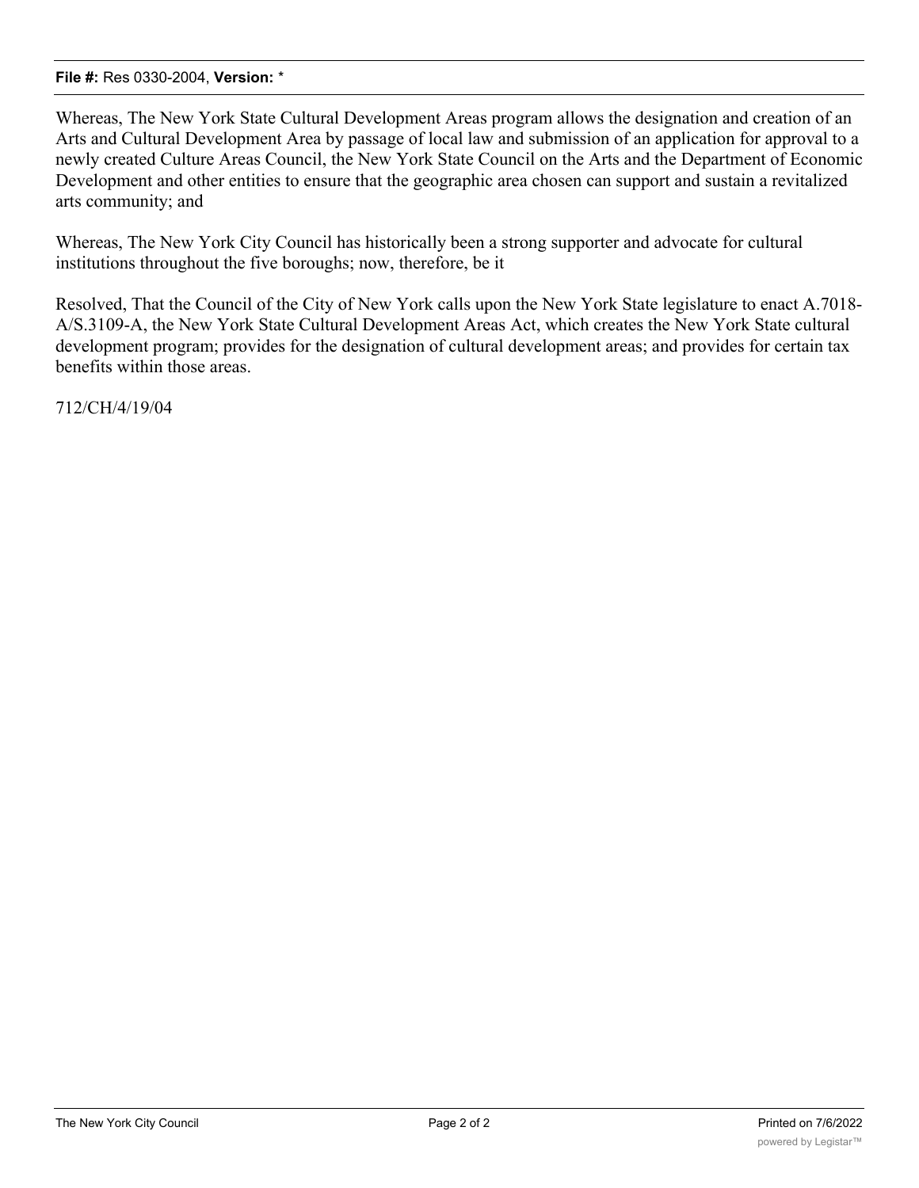Whereas, The New York State Cultural Development Areas program allows the designation and creation of an Arts and Cultural Development Area by passage of local law and submission of an application for approval to a newly created Culture Areas Council, the New York State Council on the Arts and the Department of Economic Development and other entities to ensure that the geographic area chosen can support and sustain a revitalized arts community; and

Whereas, The New York City Council has historically been a strong supporter and advocate for cultural institutions throughout the five boroughs; now, therefore, be it

Resolved, That the Council of the City of New York calls upon the New York State legislature to enact A.7018-A/S.3109-A, the New York State Cultural Development Areas Act, which creates the New York State cultural development program; provides for the designation of cultural development areas; and provides for certain tax benefits within those areas.

712/CH/4/19/04